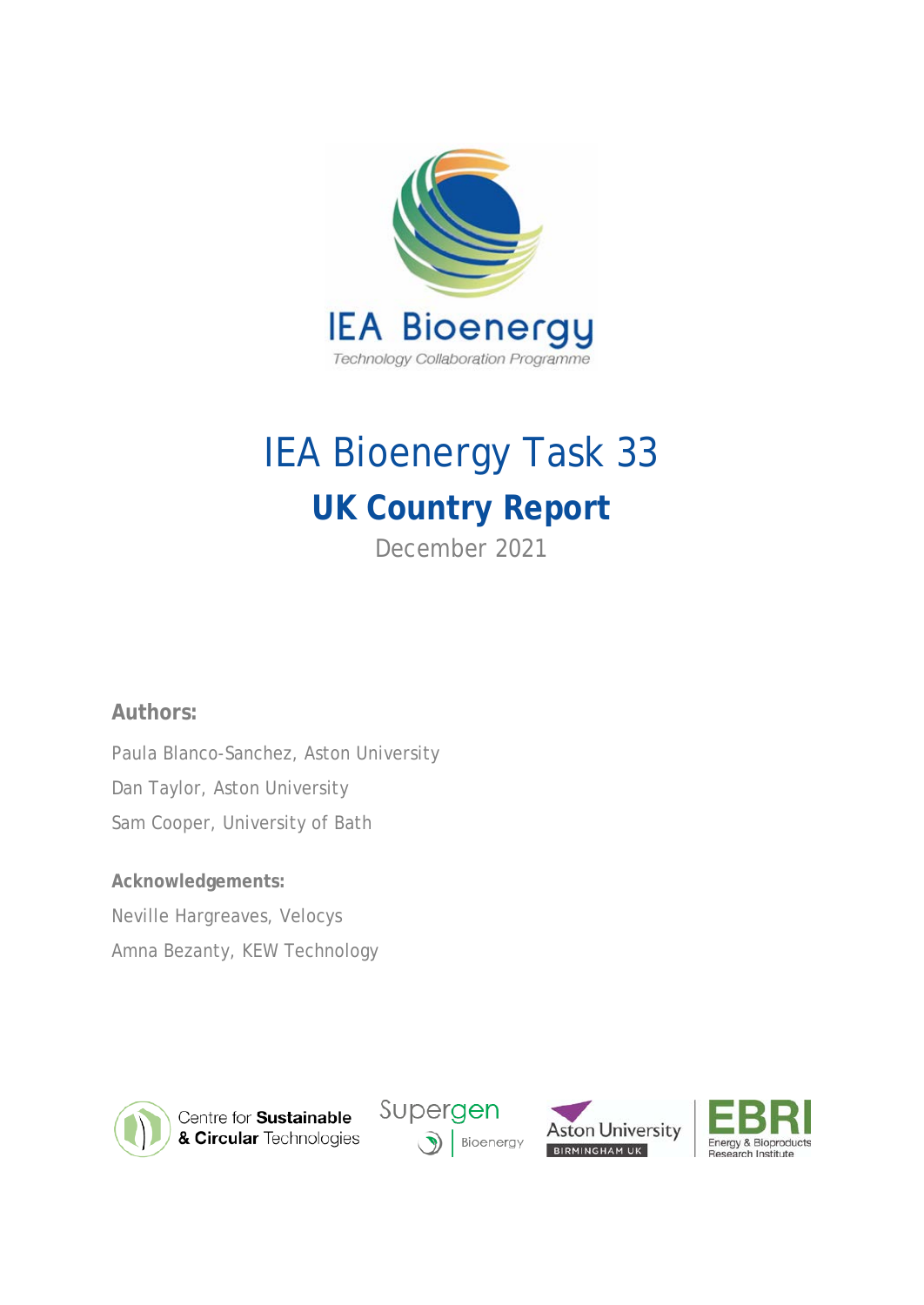# IEA Bioenergy Task 33

## UK Country Report

December 2021

**Authors:**

Paula Blanco-Sanchez, Aston University

Dan Taylor, Aston University

Sam Cooper, University of Bath

**Acknowledgements:**

Neville Hargreaves, Velocys

Amna Bezanty, KEW Technology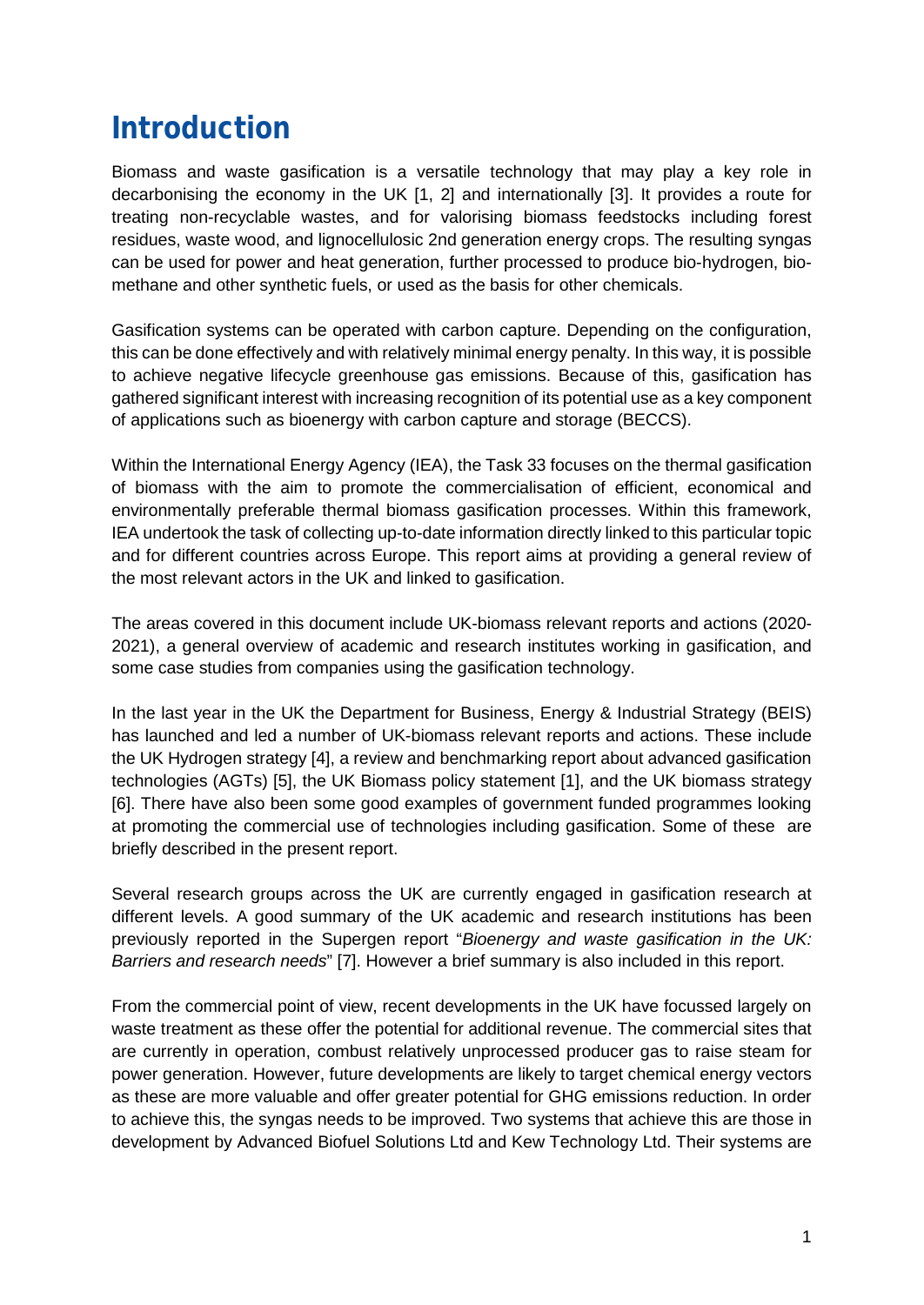# Introduction

Biomass and waste gasification is a versatile technology that may play a key role in decarbonising the economy in the UK [1, 2] and internationally [3]. It provides a route for treating non-recyclable wastes, and for valorising biomass feedstocks including forest residues, waste wood, and lignocellulosic 2nd generation energy crops. The resulting syngas can be used for power and heat generation, further processed to produce bio-hydrogen, bio-methane and other synthetic fuels, or used as the basis for other chemicals.

Gasification systems can be operated with carbon capture. Depending on the configuration, this can be done effectively and with relatively minimal energy penalty. In this way, it is possible to achieve negative lifecycle greenhouse gas emissions. Because of this, gasification has gathered significant interest with increasing recognition of its potential use as a key component of applications such as bioenergy with carbon capture and storage (BECCS).

Within the International Energy Agency (IEA), the Task 33 focuses on the thermal gasification of biomass with the aim to promote the commercialisation of efficient, economical and environmentally preferable thermal biomass gasification processes. Within this framework, IEA undertook the task of collecting up-to-date information directly linked to this particular topic and for different countries across Europe. This report aims at providing a general review of the most relevant actors in the UK and linked to gasification.

The areas covered in this document include UK-biomass relevant reports and actions (2020-2021), a general overview of academic and research institutes working in gasification, and some case studies from companies using the gasification technology.

In the last year in the UK the Department for Business, Energy & Industrial Strategy (BEIS) has launched and led a number of UK-biomass relevant reports and actions. These include the UK Hydrogen strategy [4], a review and benchmarking report about advanced gasification technologies (AGTs) [5], the UK Biomass policy statement [1], and the UK biomass strategy [6]. There have also been some good examples of government funded programmes looking at promoting the commercial use of technologies including gasification. Some of these are briefly described in the present report.

Several research groups across the UK are currently engaged in gasification research at different levels. A good summary of the UK academic and research institutions has been previously reported in the Supergen report "*Bioenergy and waste gasification in the UK: Barriers and research needs*" [7]. However a brief summary is also included in this report.

From the commercial point of view, recent developments in the UK have focussed largely on waste treatment as these offer the potential for additional revenue. The commercial sites that are currently in operation, combust relatively unprocessed producer gas to raise steam for power generation. However, future developments are likely to target chemical energy vectors as these are more valuable and offer greater potential for GHG emissions reduction. In order to achieve this, the syngas needs to be improved. Two systems that achieve this are those in development by Advanced Biofuel Solutions Ltd and Kew Technology Ltd. Their systems are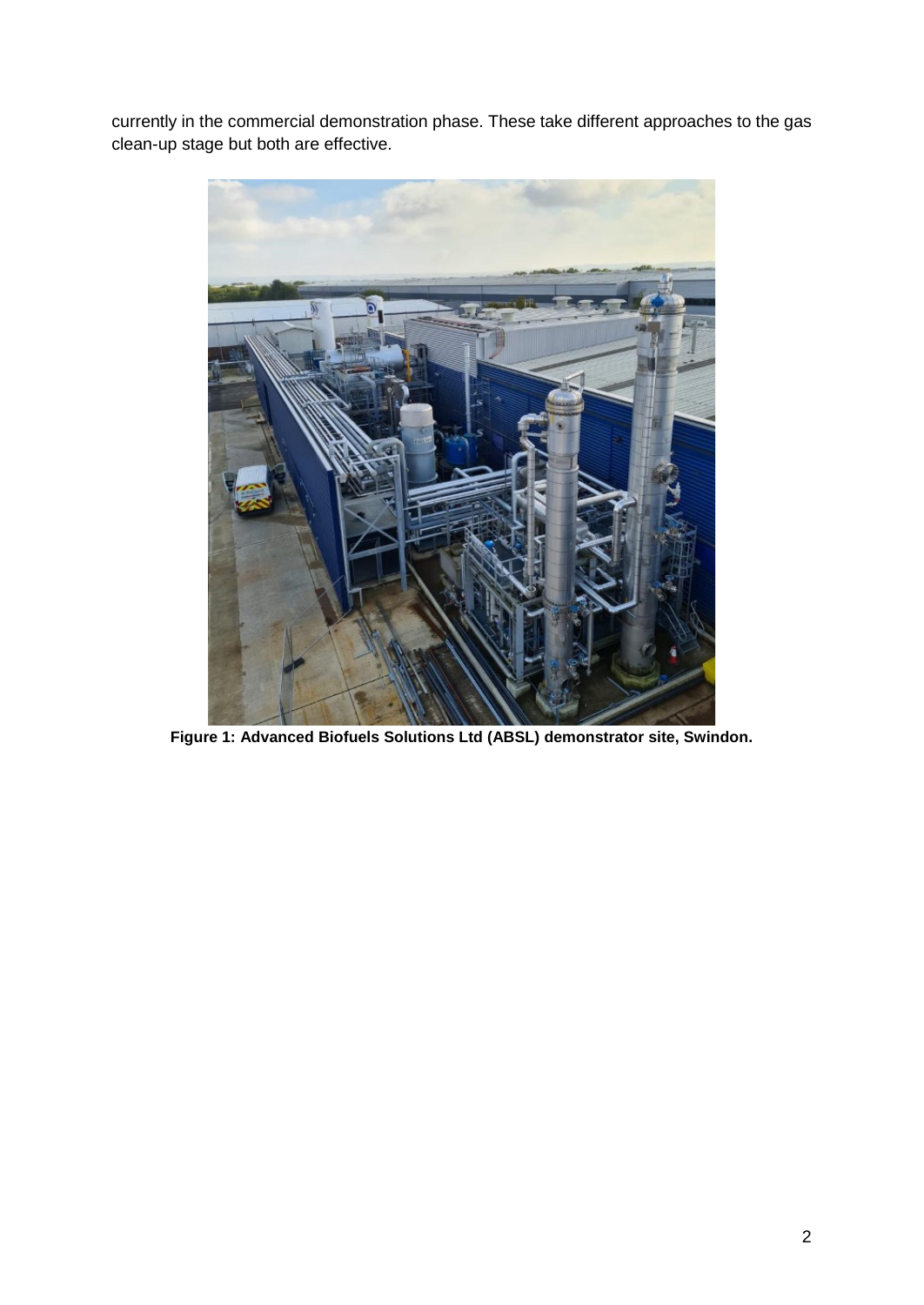currently in the commercial demonstration phase. These take different approaches to the gas clean-up stage but both are effective.

**Figure 1: Advanced Biofuels Solutions Ltd (ABSL) demonstrator site, Swindon.**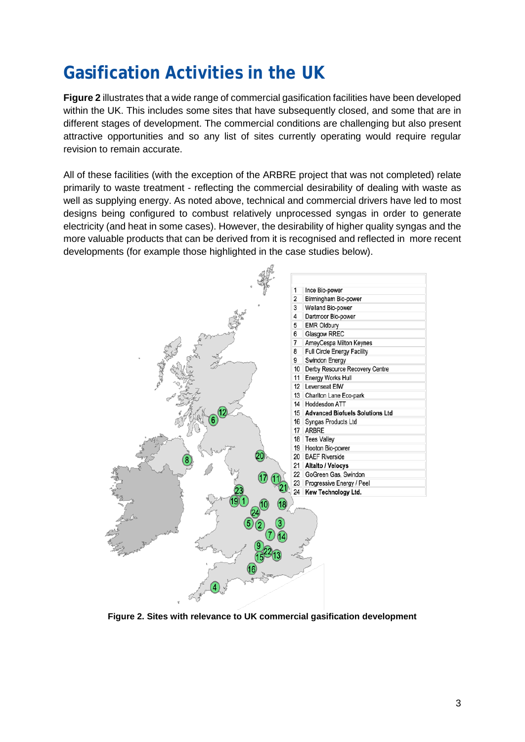# Gasification Activities in the UK

**Figure 2** illustrates that a wide range of commercial gasification facilities have been developed within the UK. This includes some sites that have subsequently closed, and some that are in different stages of development. The commercial conditions are challenging but also present attractive opportunities and so any list of sites currently operating would require regular revision to remain accurate.

All of these facilities (with the exception of the ARBRE project that was not completed) relate primarily to waste treatment - reflecting the commercial desirability of dealing with waste as well as supplying energy. As noted above, technical and commercial drivers have led to most designs being configured to combust relatively unprocessed syngas in order to generate electricity (and heat in some cases). However, the desirability of higher quality syngas and the more valuable products that can be derived from it is recognised and reflected in more recent developments (for example those highlighted in the case studies below).

| | |
|---|---|
| 1 | Ince Bio-power |
| 2 | Birmingham Bio-power |
| 3 | Welland Bio-power |
| 4 | Dartmoor Bio-power |
| 5 | EMR Oldbury |
| 6 | Glasgow RREC |
| 7 | AmeyCespa Milton Keynes |
| 8 | Full Circle Energy Facility |
| 9 | Swindon Energy |
| 10 | Derby Resource Recovery Centre |
| 11 | Energy Works Hull |
| 12 | Levenseat EfW |
| 13 | Charlton Lane Eco-park |
| 14 | Hoddesdon ATT |
| 15 | **Advanced Biofuels Solutions Ltd** |
| 16 | Syngas Products Ltd |
| 17 | ARBRE |
| 18 | Tees Valley |
| 19 | Hooton Bio-power |
| 20 | BAEF Riverside |
| 21 | **Altalto / Velocys** |
| 22 | GoGreen Gas, Swindon |
| 23 | Progressive Energy / Peel |
| 24 | **Kew Technology Ltd.** |

**Figure 2. Sites with relevance to UK commercial gasification development**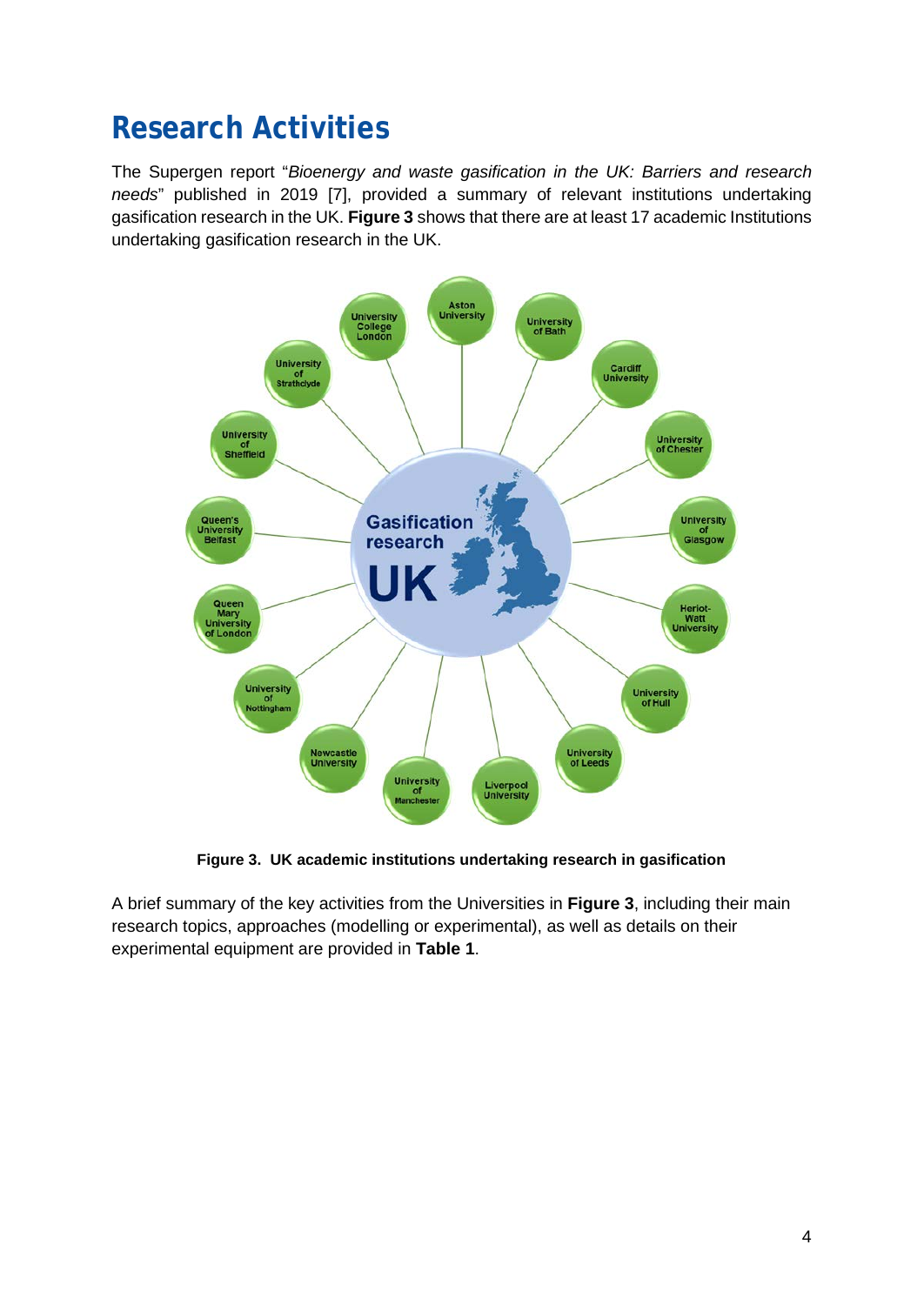# Research Activities

The Supergen report "*Bioenergy and waste gasification in the UK: Barriers and research needs*" published in 2019 [7], provided a summary of relevant institutions undertaking gasification research in the UK. **Figure 3** shows that there are at least 17 academic Institutions undertaking gasification research in the UK.

**Figure 3. UK academic institutions undertaking research in gasification**

A brief summary of the key activities from the Universities in **Figure 3**, including their main research topics, approaches (modelling or experimental), as well as details on their experimental equipment are provided in **Table 1**.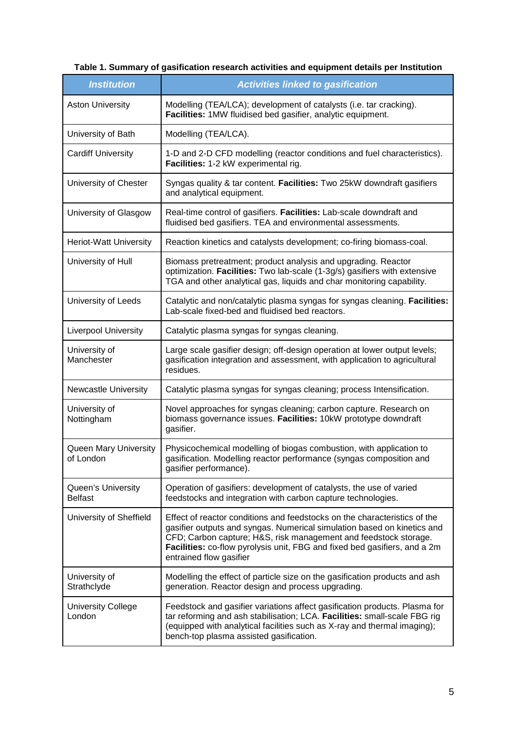**Table 1. Summary of gasification research activities and equipment details per Institution**

| *Institution* | *Activities linked to gasification* |
|---|---|
| Aston University | Modelling (TEA/LCA); development of catalysts (i.e. tar cracking). **Facilities:** 1MW fluidised bed gasifier, analytic equipment. |
| University of Bath | Modelling (TEA/LCA). |
| Cardiff University | 1-D and 2-D CFD modelling (reactor conditions and fuel characteristics). **Facilities:** 1-2 kW experimental rig. |
| University of Chester | Syngas quality & tar content. **Facilities:** Two 25kW downdraft gasifiers and analytical equipment. |
| University of Glasgow | Real-time control of gasifiers. **Facilities:** Lab-scale downdraft and fluidised bed gasifiers. TEA and environmental assessments. |
| Heriot-Watt University | Reaction kinetics and catalysts development; co-firing biomass-coal. |
| University of Hull | Biomass pretreatment; product analysis and upgrading. Reactor optimization. **Facilities:** Two lab-scale (1-3g/s) gasifiers with extensive TGA and other analytical gas, liquids and char monitoring capability. |
| University of Leeds | Catalytic and non/catalytic plasma syngas for syngas cleaning. **Facilities:** Lab-scale fixed-bed and fluidised bed reactors. |
| Liverpool University | Catalytic plasma syngas for syngas cleaning. |
| University of Manchester | Large scale gasifier design; off-design operation at lower output levels; gasification integration and assessment, with application to agricultural residues. |
| Newcastle University | Catalytic plasma syngas for syngas cleaning; process Intensification. |
| University of Nottingham | Novel approaches for syngas cleaning; carbon capture. Research on biomass governance issues. **Facilities:** 10kW prototype downdraft gasifier. |
| Queen Mary University of London | Physicochemical modelling of biogas combustion, with application to gasification. Modelling reactor performance (syngas composition and gasifier performance). |
| Queen's University Belfast | Operation of gasifiers: development of catalysts, the use of varied feedstocks and integration with carbon capture technologies. |
| University of Sheffield | Effect of reactor conditions and feedstocks on the characteristics of the gasifier outputs and syngas. Numerical simulation based on kinetics and CFD; Carbon capture; H&S, risk management and feedstock storage. **Facilities:** co-flow pyrolysis unit, FBG and fixed bed gasifiers, and a 2m entrained flow gasifier |
| University of Strathclyde | Modelling the effect of particle size on the gasification products and ash generation. Reactor design and process upgrading. |
| University College London | Feedstock and gasifier variations affect gasification products. Plasma for tar reforming and ash stabilisation; LCA. **Facilities:** small-scale FBG rig (equipped with analytical facilities such as X-ray and thermal imaging); bench-top plasma assisted gasification. |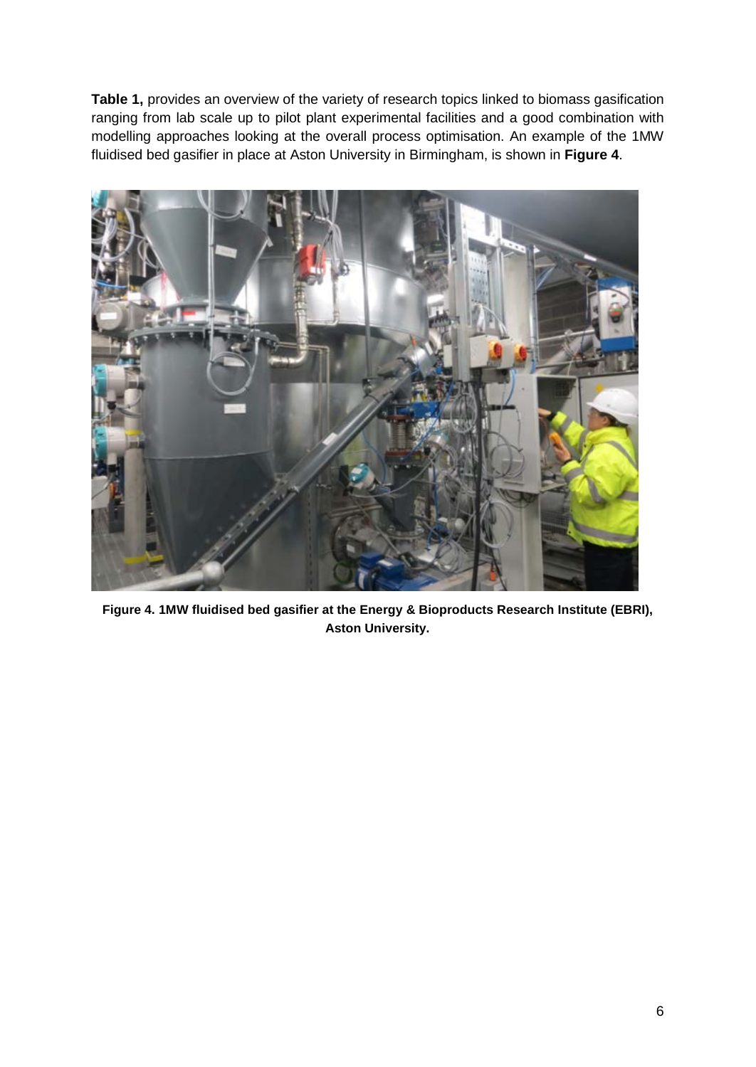**Table 1,** provides an overview of the variety of research topics linked to biomass gasification ranging from lab scale up to pilot plant experimental facilities and a good combination with modelling approaches looking at the overall process optimisation. An example of the 1MW fluidised bed gasifier in place at Aston University in Birmingham, is shown in **Figure 4**.

**Figure 4. 1MW fluidised bed gasifier at the Energy & Bioproducts Research Institute (EBRI), Aston University.**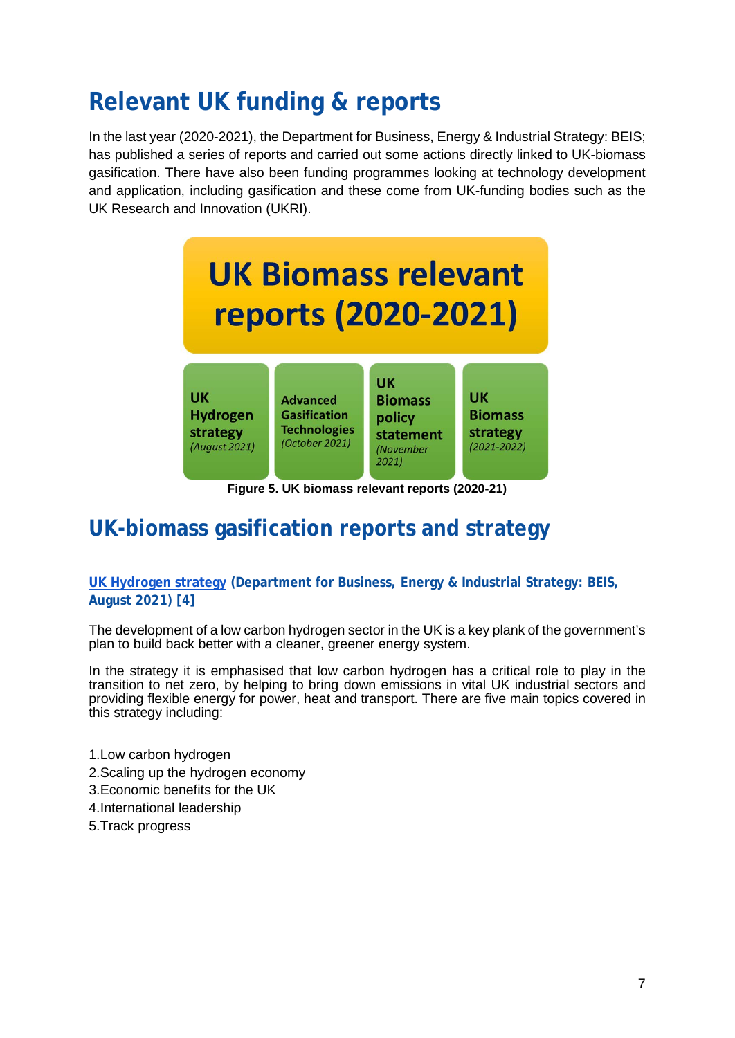## Relevant UK funding & reports

In the last year (2020-2021), the Department for Business, Energy & Industrial Strategy: BEIS; has published a series of reports and carried out some actions directly linked to UK-biomass gasification. There have also been funding programmes looking at technology development and application, including gasification and these come from UK-funding bodies such as the UK Research and Innovation (UKRI).

**UK Biomass relevant reports (2020-2021)**

| UK Hydrogen strategy *(August 2021)* | Advanced Gasification Technologies *(October 2021)* | UK Biomass policy statement *(November 2021)* | UK Biomass strategy *(2021-2022)* |
|---|---|---|---|

**Figure 5. UK biomass relevant reports (2020-21)**

## UK-biomass gasification reports and strategy

### UK Hydrogen strategy (Department for Business, Energy & Industrial Strategy: BEIS, August 2021) [4]

The development of a low carbon hydrogen sector in the UK is a key plank of the government's plan to build back better with a cleaner, greener energy system.

In the strategy it is emphasised that low carbon hydrogen has a critical role to play in the transition to net zero, by helping to bring down emissions in vital UK industrial sectors and providing flexible energy for power, heat and transport. There are five main topics covered in this strategy including:

1. Low carbon hydrogen
2. Scaling up the hydrogen economy
3. Economic benefits for the UK
4. International leadership
5. Track progress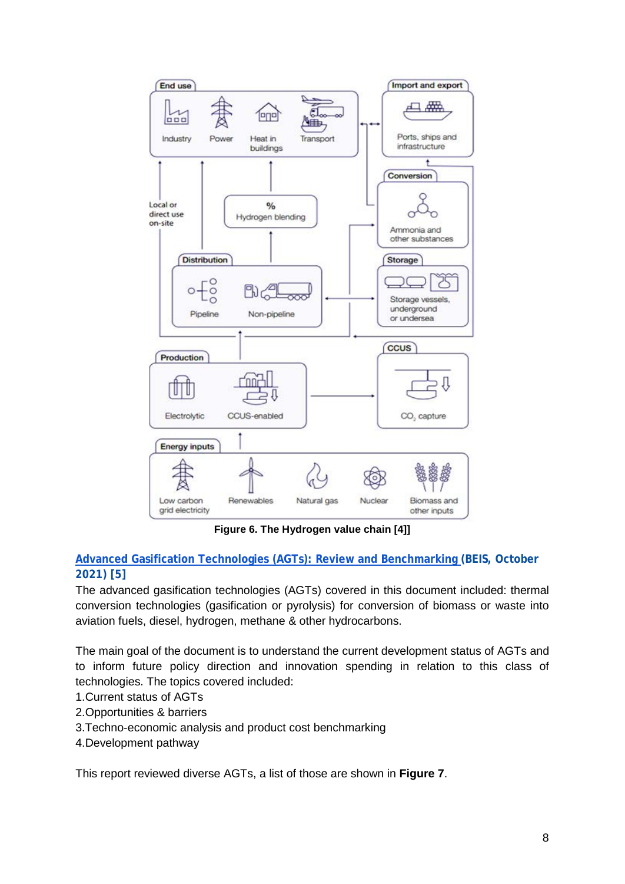Figure 6. The Hydrogen value chain [4]]

**[Advanced Gasification Technologies (AGTs): Review and Benchmarking](#) (BEIS, October 2021) [5]**

The advanced gasification technologies (AGTs) covered in this document included: thermal conversion technologies (gasification or pyrolysis) for conversion of biomass or waste into aviation fuels, diesel, hydrogen, methane & other hydrocarbons.

The main goal of the document is to understand the current development status of AGTs and to inform future policy direction and innovation spending in relation to this class of technologies. The topics covered included:

1. Current status of AGTs
2. Opportunities & barriers
3. Techno-economic analysis and product cost benchmarking
4. Development pathway

This report reviewed diverse AGTs, a list of those are shown in **Figure 7**.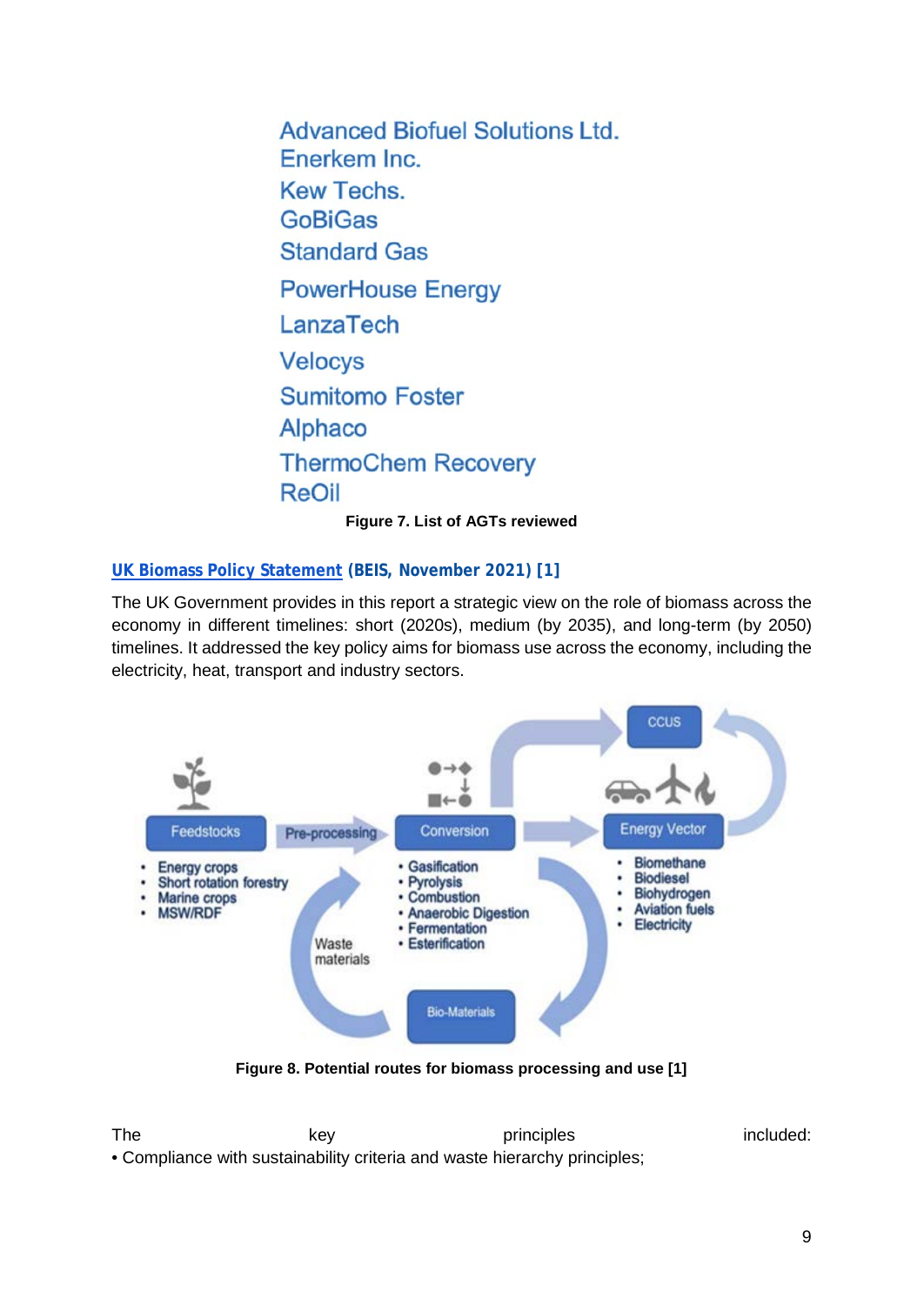Advanced Biofuel Solutions Ltd.
Enerkem Inc.
Kew Techs.
GoBiGas
Standard Gas
PowerHouse Energy
LanzaTech
Velocys
Sumitomo Foster
Alphaco
ThermoChem Recovery
ReOil

**Figure 7. List of AGTs reviewed**

**UK Biomass Policy Statement (BEIS, November 2021) [1]**

The UK Government provides in this report a strategic view on the role of biomass across the economy in different timelines: short (2020s), medium (by 2035), and long-term (by 2050) timelines. It addressed the key policy aims for biomass use across the economy, including the electricity, heat, transport and industry sectors.

Feedstocks

- Energy crops
- Short rotation forestry
- Marine crops
- MSW/RDF

Pre-processing

Conversion

- Gasification
- Pyrolysis
- Combustion
- Anaerobic Digestion
- Fermentation
- Esterification

Energy Vector

- Biomethane
- Biodiesel
- Biohydrogen
- Aviation fuels
- Electricity

CCUS

Bio-Materials

Waste materials

**Figure 8. Potential routes for biomass processing and use [1]**

The key principles included:

- Compliance with sustainability criteria and waste hierarchy principles;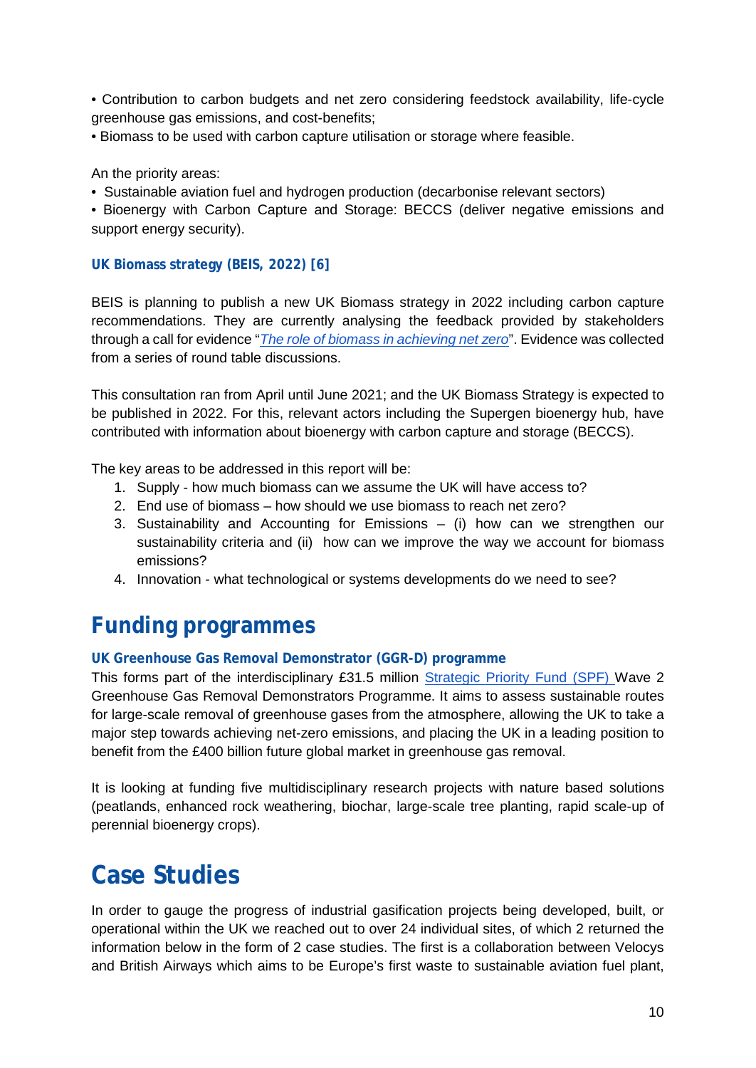• Contribution to carbon budgets and net zero considering feedstock availability, life-cycle greenhouse gas emissions, and cost-benefits;
• Biomass to be used with carbon capture utilisation or storage where feasible.

An the priority areas:
• Sustainable aviation fuel and hydrogen production (decarbonise relevant sectors)
• Bioenergy with Carbon Capture and Storage: BECCS (deliver negative emissions and support energy security).

### UK Biomass strategy (BEIS, 2022) [6]

BEIS is planning to publish a new UK Biomass strategy in 2022 including carbon capture recommendations. They are currently analysing the feedback provided by stakeholders through a call for evidence "*The role of biomass in achieving net zero*". Evidence was collected from a series of round table discussions.

This consultation ran from April until June 2021; and the UK Biomass Strategy is expected to be published in 2022. For this, relevant actors including the Supergen bioenergy hub, have contributed with information about bioenergy with carbon capture and storage (BECCS).

The key areas to be addressed in this report will be:
1. Supply - how much biomass can we assume the UK will have access to?
2. End use of biomass – how should we use biomass to reach net zero?
3. Sustainability and Accounting for Emissions – (i) how can we strengthen our sustainability criteria and (ii) how can we improve the way we account for biomass emissions?
4. Innovation - what technological or systems developments do we need to see?

## Funding programmes

### UK Greenhouse Gas Removal Demonstrator (GGR-D) programme

This forms part of the interdisciplinary £31.5 million Strategic Priority Fund (SPF) Wave 2 Greenhouse Gas Removal Demonstrators Programme. It aims to assess sustainable routes for large-scale removal of greenhouse gases from the atmosphere, allowing the UK to take a major step towards achieving net-zero emissions, and placing the UK in a leading position to benefit from the £400 billion future global market in greenhouse gas removal.

It is looking at funding five multidisciplinary research projects with nature based solutions (peatlands, enhanced rock weathering, biochar, large-scale tree planting, rapid scale-up of perennial bioenergy crops).

# Case Studies

In order to gauge the progress of industrial gasification projects being developed, built, or operational within the UK we reached out to over 24 individual sites, of which 2 returned the information below in the form of 2 case studies. The first is a collaboration between Velocys and British Airways which aims to be Europe's first waste to sustainable aviation fuel plant,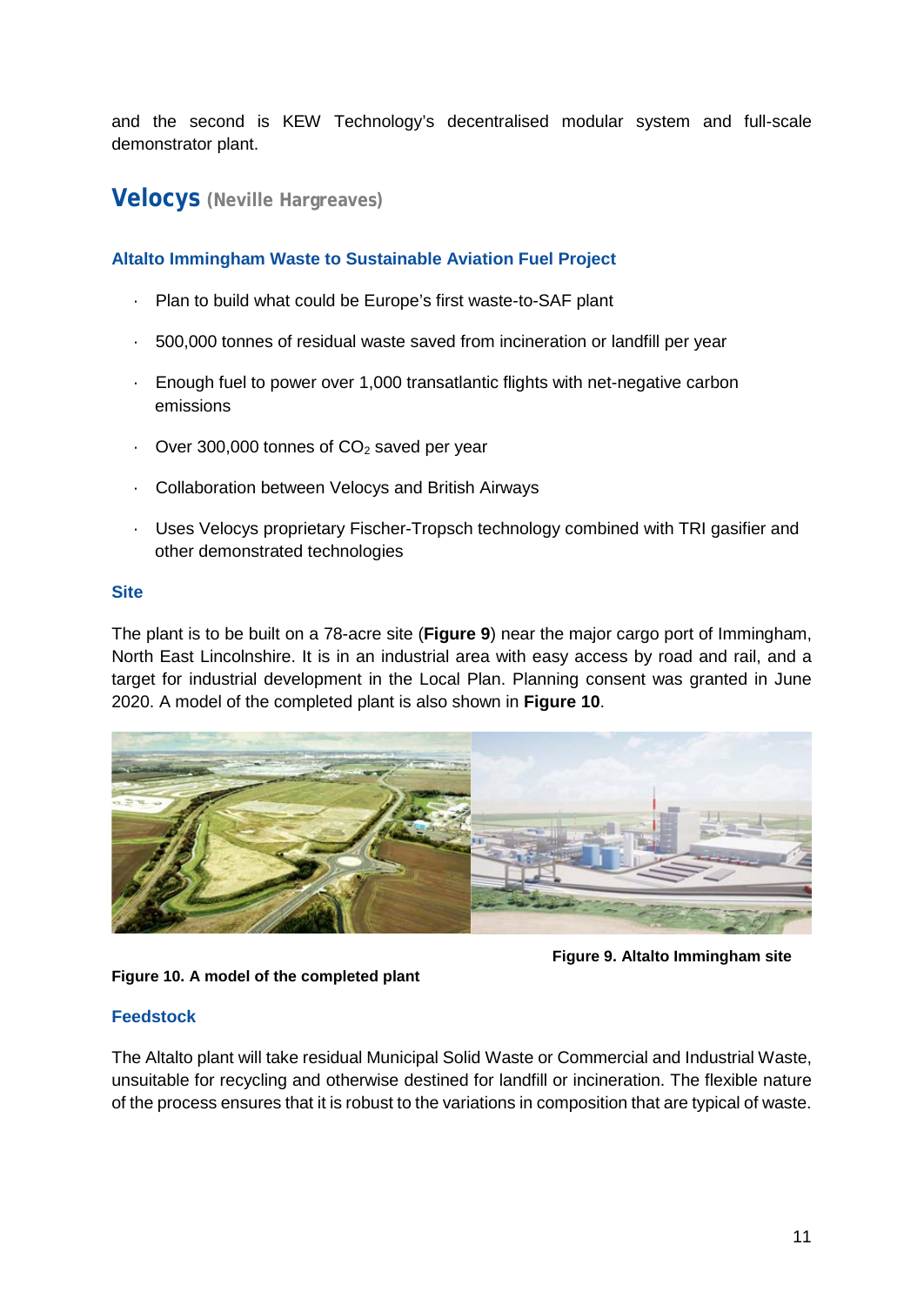and the second is KEW Technology's decentralised modular system and full-scale demonstrator plant.

## Velocys (Neville Hargreaves)

### Altalto Immingham Waste to Sustainable Aviation Fuel Project

- Plan to build what could be Europe's first waste-to-SAF plant
- 500,000 tonnes of residual waste saved from incineration or landfill per year
- Enough fuel to power over 1,000 transatlantic flights with net-negative carbon emissions
- Over 300,000 tonnes of $CO_2$ saved per year
- Collaboration between Velocys and British Airways
- Uses Velocys proprietary Fischer-Tropsch technology combined with TRI gasifier and other demonstrated technologies

### Site

The plant is to be built on a 78-acre site (**Figure 9**) near the major cargo port of Immingham, North East Lincolnshire. It is in an industrial area with easy access by road and rail, and a target for industrial development in the Local Plan. Planning consent was granted in June 2020. A model of the completed plant is also shown in **Figure 10**.

**Figure 9. Altalto Immingham site**

**Figure 10. A model of the completed plant**

### Feedstock

The Altalto plant will take residual Municipal Solid Waste or Commercial and Industrial Waste, unsuitable for recycling and otherwise destined for landfill or incineration. The flexible nature of the process ensures that it is robust to the variations in composition that are typical of waste.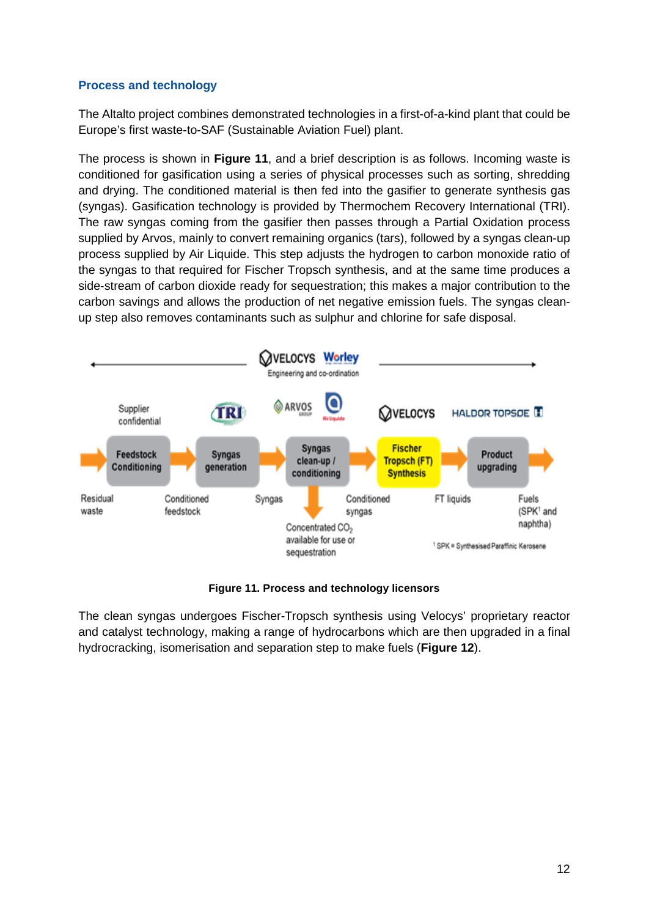### Process and technology

The Altalto project combines demonstrated technologies in a first-of-a-kind plant that could be Europe's first waste-to-SAF (Sustainable Aviation Fuel) plant.

The process is shown in **Figure 11**, and a brief description is as follows. Incoming waste is conditioned for gasification using a series of physical processes such as sorting, shredding and drying. The conditioned material is then fed into the gasifier to generate synthesis gas (syngas). Gasification technology is provided by Thermochem Recovery International (TRI). The raw syngas coming from the gasifier then passes through a Partial Oxidation process supplied by Arvos, mainly to convert remaining organics (tars), followed by a syngas clean-up process supplied by Air Liquide. This step adjusts the hydrogen to carbon monoxide ratio of the syngas to that required for Fischer Tropsch synthesis, and at the same time produces a side-stream of carbon dioxide ready for sequestration; this makes a major contribution to the carbon savings and allows the production of net negative emission fuels. The syngas clean-up step also removes contaminants such as sulphur and chlorine for safe disposal.

**Figure 11. Process and technology licensors**

The clean syngas undergoes Fischer-Tropsch synthesis using Velocys' proprietary reactor and catalyst technology, making a range of hydrocarbons which are then upgraded in a final hydrocracking, isomerisation and separation step to make fuels (**Figure 12**).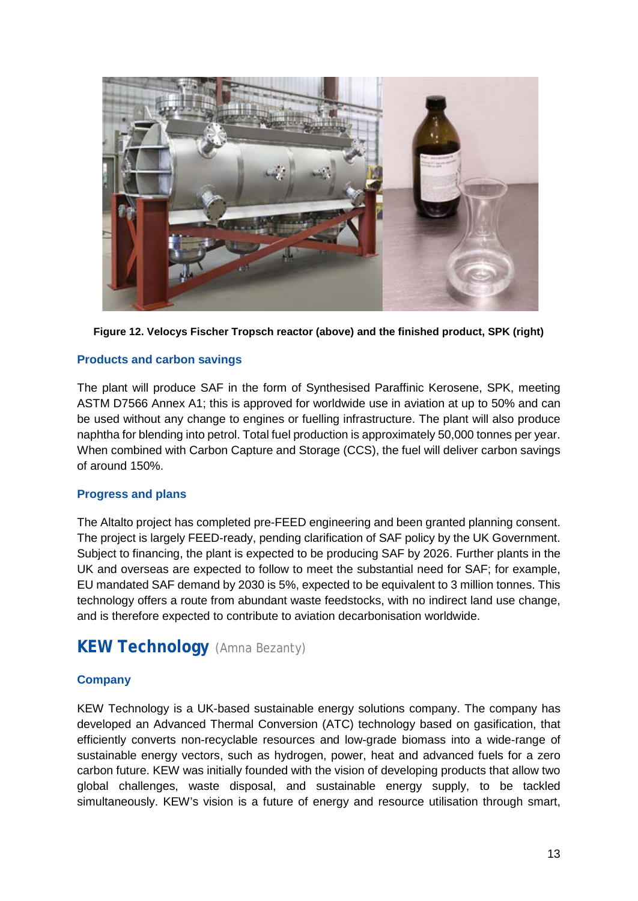Figure 12. Velocys Fischer Tropsch reactor (above) and the finished product, SPK (right)

### Products and carbon savings

The plant will produce SAF in the form of Synthesised Paraffinic Kerosene, SPK, meeting ASTM D7566 Annex A1; this is approved for worldwide use in aviation at up to 50% and can be used without any change to engines or fuelling infrastructure. The plant will also produce naphtha for blending into petrol. Total fuel production is approximately 50,000 tonnes per year. When combined with Carbon Capture and Storage (CCS), the fuel will deliver carbon savings of around 150%.

### Progress and plans

The Altalto project has completed pre-FEED engineering and been granted planning consent. The project is largely FEED-ready, pending clarification of SAF policy by the UK Government. Subject to financing, the plant is expected to be producing SAF by 2026. Further plants in the UK and overseas are expected to follow to meet the substantial need for SAF; for example, EU mandated SAF demand by 2030 is 5%, expected to be equivalent to 3 million tonnes. This technology offers a route from abundant waste feedstocks, with no indirect land use change, and is therefore expected to contribute to aviation decarbonisation worldwide.

## KEW Technology (Amna Bezanty)

### Company

KEW Technology is a UK-based sustainable energy solutions company. The company has developed an Advanced Thermal Conversion (ATC) technology based on gasification, that efficiently converts non-recyclable resources and low-grade biomass into a wide-range of sustainable energy vectors, such as hydrogen, power, heat and advanced fuels for a zero carbon future. KEW was initially founded with the vision of developing products that allow two global challenges, waste disposal, and sustainable energy supply, to be tackled simultaneously. KEW's vision is a future of energy and resource utilisation through smart,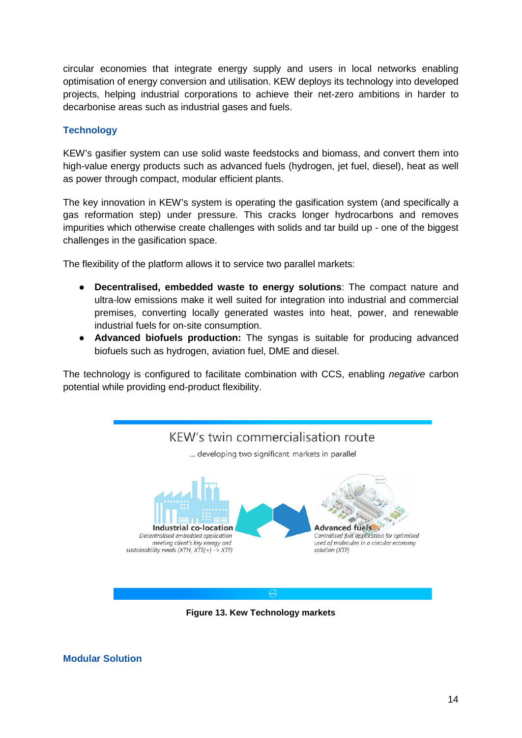circular economies that integrate energy supply and users in local networks enabling optimisation of energy conversion and utilisation. KEW deploys its technology into developed projects, helping industrial corporations to achieve their net-zero ambitions in harder to decarbonise areas such as industrial gases and fuels.

## Technology

KEW's gasifier system can use solid waste feedstocks and biomass, and convert them into high-value energy products such as advanced fuels (hydrogen, jet fuel, diesel), heat as well as power through compact, modular efficient plants.

The key innovation in KEW's system is operating the gasification system (and specifically a gas reformation step) under pressure. This cracks longer hydrocarbons and removes impurities which otherwise create challenges with solids and tar build up - one of the biggest challenges in the gasification space.

The flexibility of the platform allows it to service two parallel markets:

- **Decentralised, embedded waste to energy solutions**: The compact nature and ultra-low emissions make it well suited for integration into industrial and commercial premises, converting locally generated wastes into heat, power, and renewable industrial fuels for on-site consumption.
- **Advanced biofuels production:** The syngas is suitable for producing advanced biofuels such as hydrogen, aviation fuel, DME and diesel.

The technology is configured to facilitate combination with CCS, enabling *negative* carbon potential while providing end-product flexibility.

KEW's twin commercialisation route

... developing two significant markets in parallel

**Industrial co-location**
*Decentralised embedded application meeting client's key energy and sustainability needs (XTH, XTE(+) -> XTF)*

**Advanced fuels**
*Centralised fuel application for optimised used of molecules in a circular economy solution (XTF)*

**Figure 13. Kew Technology markets**

## Modular Solution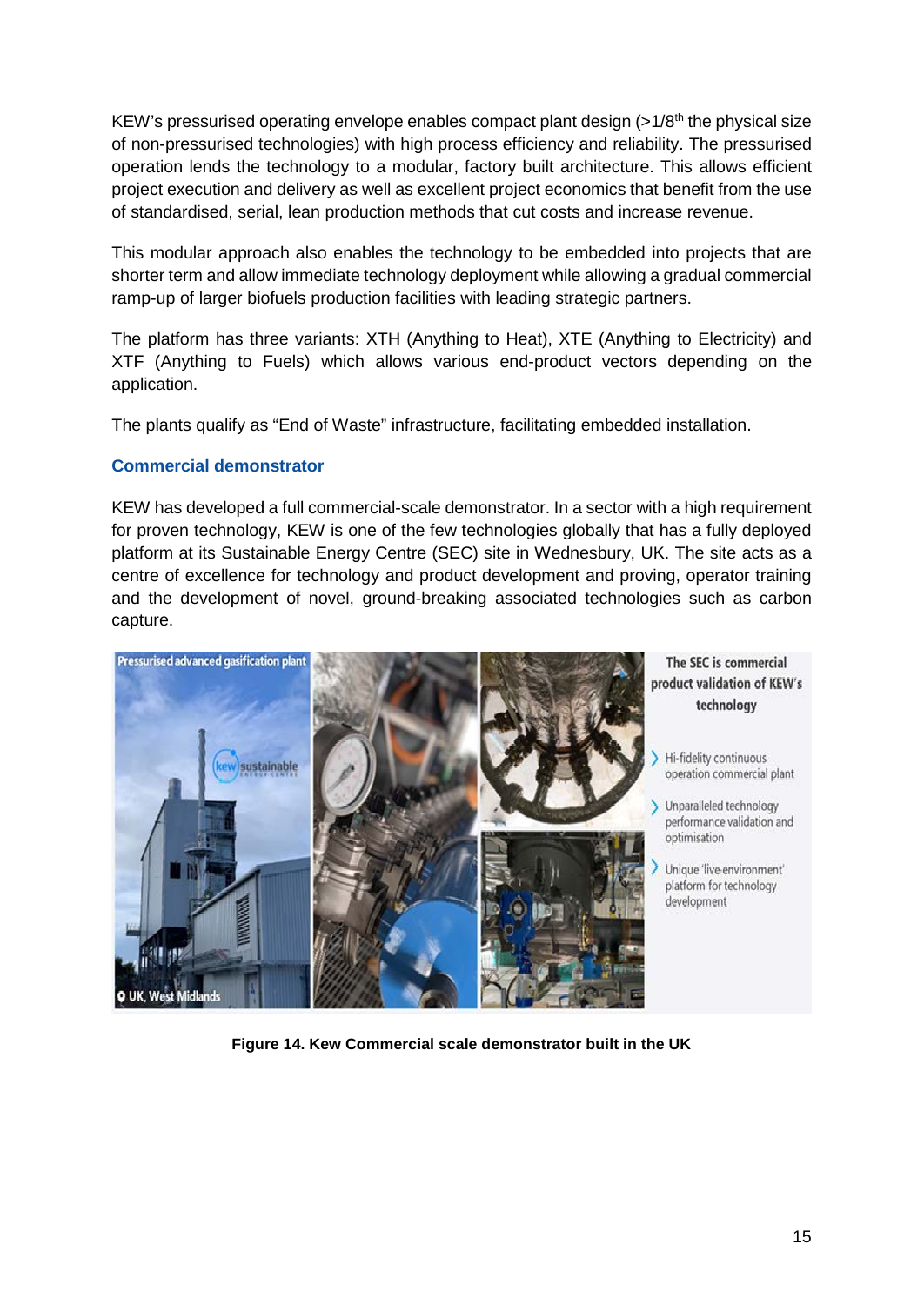KEW's pressurised operating envelope enables compact plant design (>1/8$^{th}$ the physical size of non-pressurised technologies) with high process efficiency and reliability. The pressurised operation lends the technology to a modular, factory built architecture. This allows efficient project execution and delivery as well as excellent project economics that benefit from the use of standardised, serial, lean production methods that cut costs and increase revenue.

This modular approach also enables the technology to be embedded into projects that are shorter term and allow immediate technology deployment while allowing a gradual commercial ramp-up of larger biofuels production facilities with leading strategic partners.

The platform has three variants: XTH (Anything to Heat), XTE (Anything to Electricity) and XTF (Anything to Fuels) which allows various end-product vectors depending on the application.

The plants qualify as "End of Waste" infrastructure, facilitating embedded installation.

### Commercial demonstrator

KEW has developed a full commercial-scale demonstrator. In a sector with a high requirement for proven technology, KEW is one of the few technologies globally that has a fully deployed platform at its Sustainable Energy Centre (SEC) site in Wednesbury, UK. The site acts as a centre of excellence for technology and product development and proving, operator training and the development of novel, ground-breaking associated technologies such as carbon capture.

Pressurised advanced gasification plant

UK, West Midlands

**The SEC is commercial product validation of KEW's technology**

- Hi-fidelity continuous operation commercial plant
- Unparalleled technology performance validation and optimisation
- Unique 'live-environment' platform for technology development

**Figure 14. Kew Commercial scale demonstrator built in the UK**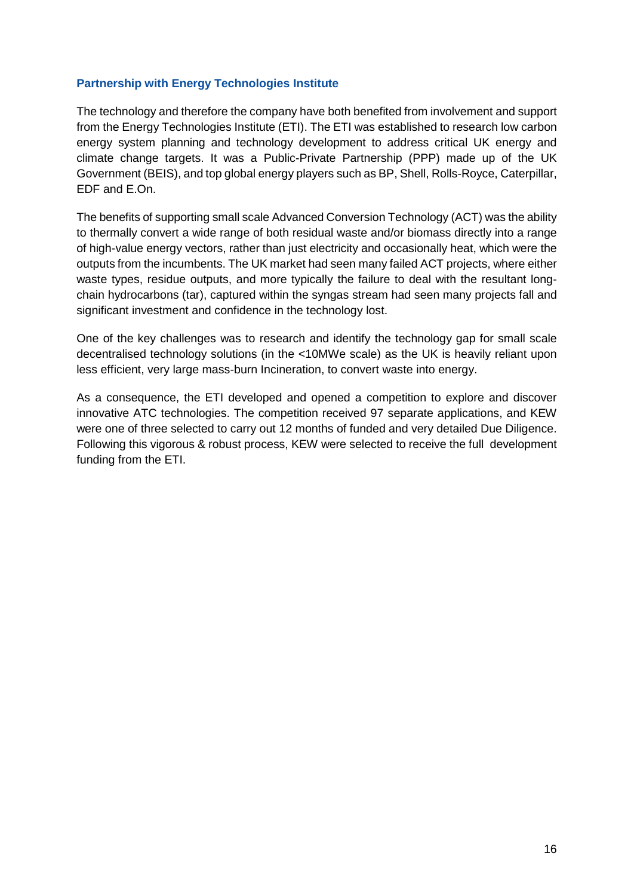### Partnership with Energy Technologies Institute

The technology and therefore the company have both benefited from involvement and support from the Energy Technologies Institute (ETI). The ETI was established to research low carbon energy system planning and technology development to address critical UK energy and climate change targets. It was a Public-Private Partnership (PPP) made up of the UK Government (BEIS), and top global energy players such as BP, Shell, Rolls-Royce, Caterpillar, EDF and E.On.

The benefits of supporting small scale Advanced Conversion Technology (ACT) was the ability to thermally convert a wide range of both residual waste and/or biomass directly into a range of high-value energy vectors, rather than just electricity and occasionally heat, which were the outputs from the incumbents. The UK market had seen many failed ACT projects, where either waste types, residue outputs, and more typically the failure to deal with the resultant long-chain hydrocarbons (tar), captured within the syngas stream had seen many projects fall and significant investment and confidence in the technology lost.

One of the key challenges was to research and identify the technology gap for small scale decentralised technology solutions (in the <10MWe scale) as the UK is heavily reliant upon less efficient, very large mass-burn Incineration, to convert waste into energy.

As a consequence, the ETI developed and opened a competition to explore and discover innovative ATC technologies. The competition received 97 separate applications, and KEW were one of three selected to carry out 12 months of funded and very detailed Due Diligence. Following this vigorous & robust process, KEW were selected to receive the full development funding from the ETI.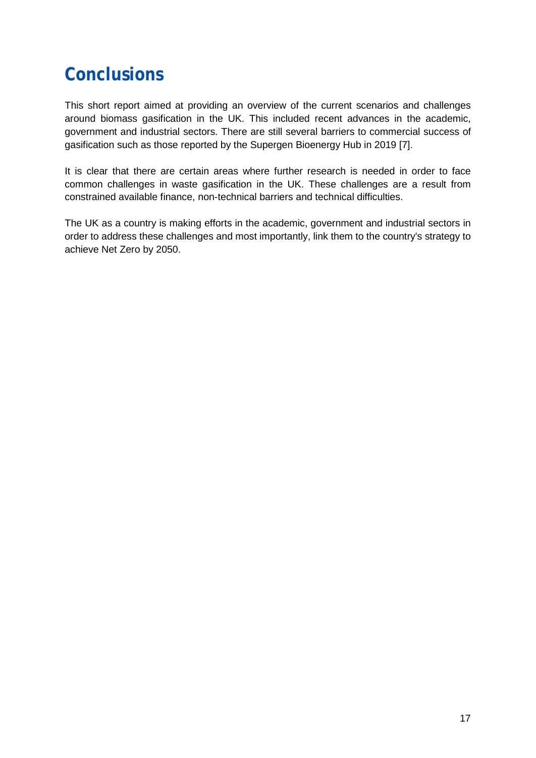# Conclusions

This short report aimed at providing an overview of the current scenarios and challenges around biomass gasification in the UK. This included recent advances in the academic, government and industrial sectors. There are still several barriers to commercial success of gasification such as those reported by the Supergen Bioenergy Hub in 2019 [7].

It is clear that there are certain areas where further research is needed in order to face common challenges in waste gasification in the UK. These challenges are a result from constrained available finance, non-technical barriers and technical difficulties.

The UK as a country is making efforts in the academic, government and industrial sectors in order to address these challenges and most importantly, link them to the country's strategy to achieve Net Zero by 2050.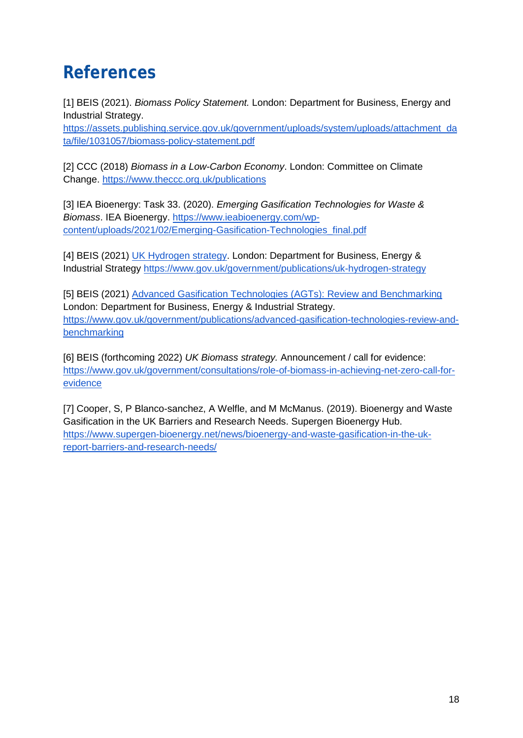# References

[1] BEIS (2021). *Biomass Policy Statement.* London: Department for Business, Energy and Industrial Strategy.
https://assets.publishing.service.gov.uk/government/uploads/system/uploads/attachment_data/file/1031057/biomass-policy-statement.pdf

[2] CCC (2018) *Biomass in a Low-Carbon Economy*. London: Committee on Climate Change. https://www.theccc.org.uk/publications

[3] IEA Bioenergy: Task 33. (2020). *Emerging Gasification Technologies for Waste & Biomass*. IEA Bioenergy. https://www.ieabioenergy.com/wp-content/uploads/2021/02/Emerging-Gasification-Technologies_final.pdf

[4] BEIS (2021) UK Hydrogen strategy. London: Department for Business, Energy & Industrial Strategy https://www.gov.uk/government/publications/uk-hydrogen-strategy

[5] BEIS (2021) Advanced Gasification Technologies (AGTs): Review and Benchmarking London: Department for Business, Energy & Industrial Strategy.
https://www.gov.uk/government/publications/advanced-gasification-technologies-review-and-benchmarking

[6] BEIS (forthcoming 2022) *UK Biomass strategy.* Announcement / call for evidence:
https://www.gov.uk/government/consultations/role-of-biomass-in-achieving-net-zero-call-for-evidence

[7] Cooper, S, P Blanco-sanchez, A Welfle, and M McManus. (2019). Bioenergy and Waste Gasification in the UK Barriers and Research Needs. Supergen Bioenergy Hub.
https://www.supergen-bioenergy.net/news/bioenergy-and-waste-gasification-in-the-uk-report-barriers-and-research-needs/